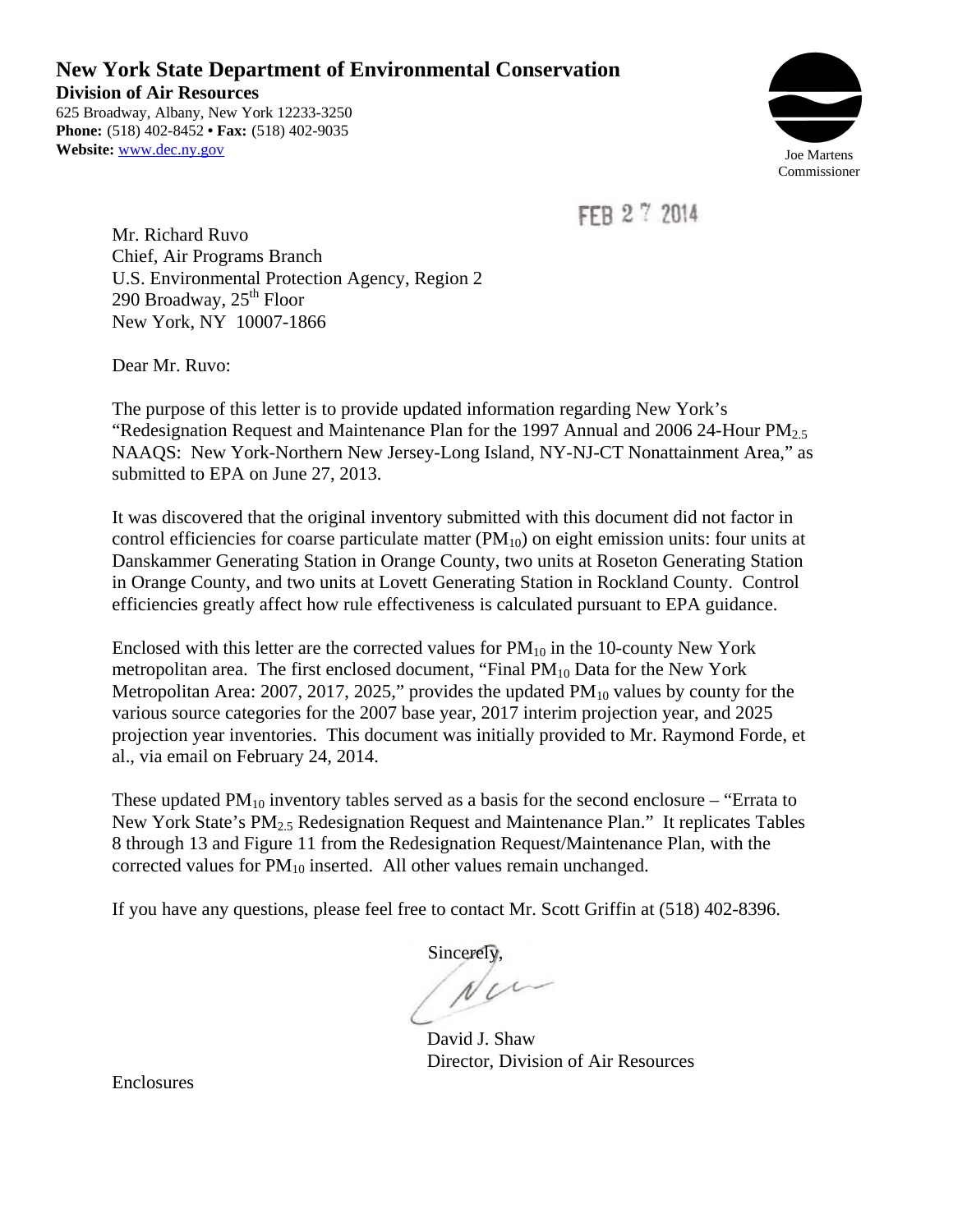# New York State Department of Environmental Conservation

**Division of Air Resources**

625 Broadway, Albany, New York 12233-3250

**Phone:** (518) 402-8452 • **Fax:** (518) 402-9035

**Website:** www.dec.ny.gov

Joe Martens
Commissioner

FEB 27 2014

Mr. Richard Ruvo
Chief, Air Programs Branch
U.S. Environmental Protection Agency, Region 2
290 Broadway, 25th Floor
New York, NY 10007-1866

Dear Mr. Ruvo:

The purpose of this letter is to provide updated information regarding New York's "Redesignation Request and Maintenance Plan for the 1997 Annual and 2006 24-Hour $PM_{2.5}$ NAAQS: New York-Northern New Jersey-Long Island, NY-NJ-CT Nonattainment Area," as submitted to EPA on June 27, 2013.

It was discovered that the original inventory submitted with this document did not factor in control efficiencies for coarse particulate matter ($PM_{10}$) on eight emission units: four units at Danskammer Generating Station in Orange County, two units at Roseton Generating Station in Orange County, and two units at Lovett Generating Station in Rockland County. Control efficiencies greatly affect how rule effectiveness is calculated pursuant to EPA guidance.

Enclosed with this letter are the corrected values for $PM_{10}$ in the 10-county New York metropolitan area. The first enclosed document, "Final $PM_{10}$ Data for the New York Metropolitan Area: 2007, 2017, 2025," provides the updated $PM_{10}$ values by county for the various source categories for the 2007 base year, 2017 interim projection year, and 2025 projection year inventories. This document was initially provided to Mr. Raymond Forde, et al., via email on February 24, 2014.

These updated $PM_{10}$ inventory tables served as a basis for the second enclosure – "Errata to New York State's $PM_{2.5}$ Redesignation Request and Maintenance Plan." It replicates Tables 8 through 13 and Figure 11 from the Redesignation Request/Maintenance Plan, with the corrected values for $PM_{10}$ inserted. All other values remain unchanged.

If you have any questions, please feel free to contact Mr. Scott Griffin at (518) 402-8396.

Sincerely,

David J. Shaw
Director, Division of Air Resources

Enclosures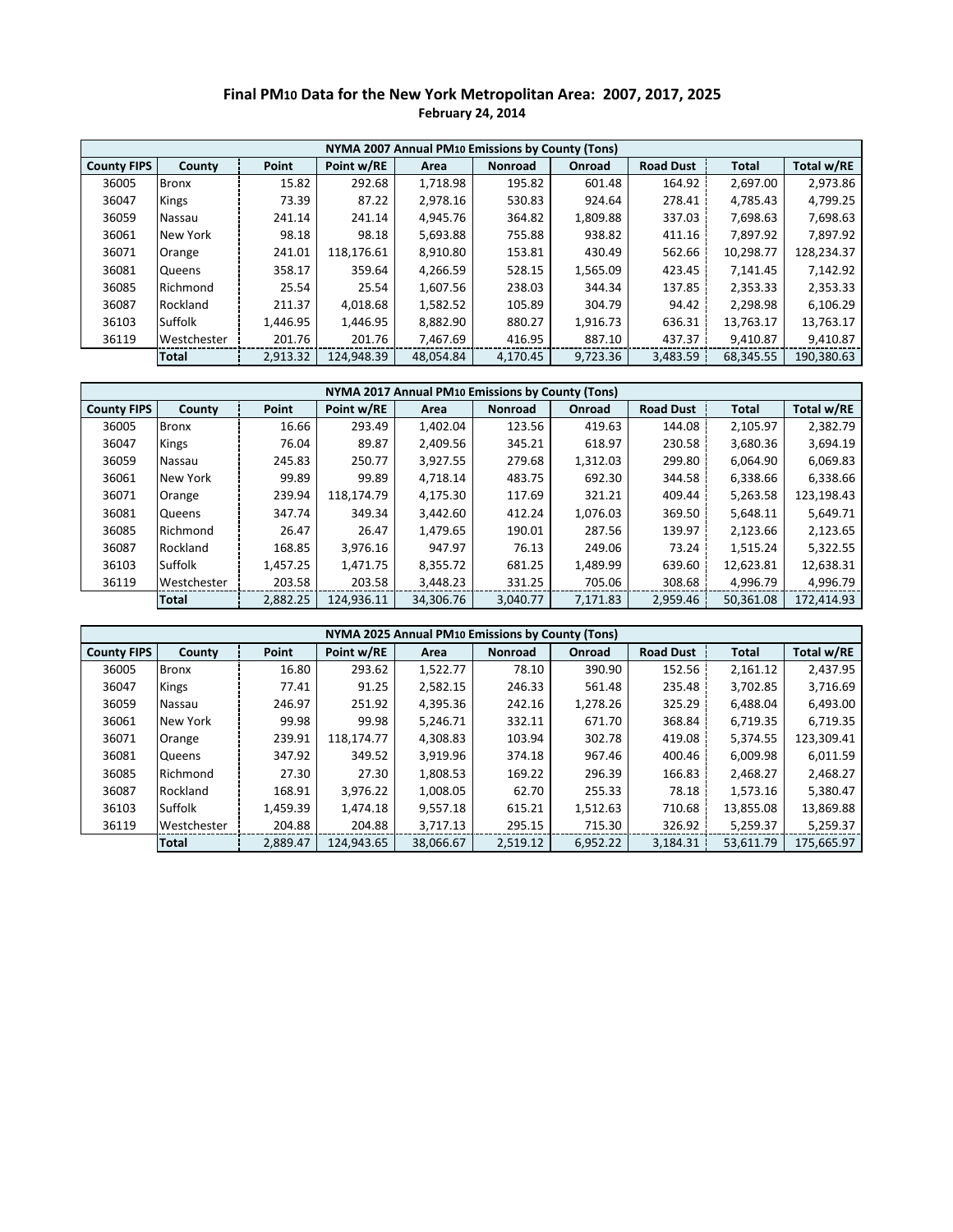## Final $PM_{10}$ Data for the New York Metropolitan Area: 2007, 2017, 2025

**February 24, 2014**

| NYMA 2007 Annual $PM_{10}$ Emissions by County (Tons) | | | | | | | | | |
|---|---|---|---|---|---|---|---|---|---|
| **County FIPS** | **County** | **Point** | **Point w/RE** | **Area** | **Nonroad** | **Onroad** | **Road Dust** | **Total** | **Total w/RE** |
| 36005 | Bronx | 15.82 | 292.68 | 1,718.98 | 195.82 | 601.48 | 164.92 | 2,697.00 | 2,973.86 |
| 36047 | Kings | 73.39 | 87.22 | 2,978.16 | 530.83 | 924.64 | 278.41 | 4,785.43 | 4,799.25 |
| 36059 | Nassau | 241.14 | 241.14 | 4,945.76 | 364.82 | 1,809.88 | 337.03 | 7,698.63 | 7,698.63 |
| 36061 | New York | 98.18 | 98.18 | 5,693.88 | 755.88 | 938.82 | 411.16 | 7,897.92 | 7,897.92 |
| 36071 | Orange | 241.01 | 118,176.61 | 8,910.80 | 153.81 | 430.49 | 562.66 | 10,298.77 | 128,234.37 |
| 36081 | Queens | 358.17 | 359.64 | 4,266.59 | 528.15 | 1,565.09 | 423.45 | 7,141.45 | 7,142.92 |
| 36085 | Richmond | 25.54 | 25.54 | 1,607.56 | 238.03 | 344.34 | 137.85 | 2,353.33 | 2,353.33 |
| 36087 | Rockland | 211.37 | 4,018.68 | 1,582.52 | 105.89 | 304.79 | 94.42 | 2,298.98 | 6,106.29 |
| 36103 | Suffolk | 1,446.95 | 1,446.95 | 8,882.90 | 880.27 | 1,916.73 | 636.31 | 13,763.17 | 13,763.17 |
| 36119 | Westchester | 201.76 | 201.76 | 7,467.69 | 416.95 | 887.10 | 437.37 | 9,410.87 | 9,410.87 |
| | **Total** | 2,913.32 | 124,948.39 | 48,054.84 | 4,170.45 | 9,723.36 | 3,483.59 | 68,345.55 | 190,380.63 |

| NYMA 2017 Annual $PM_{10}$ Emissions by County (Tons) | | | | | | | | | |
|---|---|---|---|---|---|---|---|---|---|
| **County FIPS** | **County** | **Point** | **Point w/RE** | **Area** | **Nonroad** | **Onroad** | **Road Dust** | **Total** | **Total w/RE** |
| 36005 | Bronx | 16.66 | 293.49 | 1,402.04 | 123.56 | 419.63 | 144.08 | 2,105.97 | 2,382.79 |
| 36047 | Kings | 76.04 | 89.87 | 2,409.56 | 345.21 | 618.97 | 230.58 | 3,680.36 | 3,694.19 |
| 36059 | Nassau | 245.83 | 250.77 | 3,927.55 | 279.68 | 1,312.03 | 299.80 | 6,064.90 | 6,069.83 |
| 36061 | New York | 99.89 | 99.89 | 4,718.14 | 483.75 | 692.30 | 344.58 | 6,338.66 | 6,338.66 |
| 36071 | Orange | 239.94 | 118,174.79 | 4,175.30 | 117.69 | 321.21 | 409.44 | 5,263.58 | 123,198.43 |
| 36081 | Queens | 347.74 | 349.34 | 3,442.60 | 412.24 | 1,076.03 | 369.50 | 5,648.11 | 5,649.71 |
| 36085 | Richmond | 26.47 | 26.47 | 1,479.65 | 190.01 | 287.56 | 139.97 | 2,123.66 | 2,123.65 |
| 36087 | Rockland | 168.85 | 3,976.16 | 947.97 | 76.13 | 249.06 | 73.24 | 1,515.24 | 5,322.55 |
| 36103 | Suffolk | 1,457.25 | 1,471.75 | 8,355.72 | 681.25 | 1,489.99 | 639.60 | 12,623.81 | 12,638.31 |
| 36119 | Westchester | 203.58 | 203.58 | 3,448.23 | 331.25 | 705.06 | 308.68 | 4,996.79 | 4,996.79 |
| | **Total** | 2,882.25 | 124,936.11 | 34,306.76 | 3,040.77 | 7,171.83 | 2,959.46 | 50,361.08 | 172,414.93 |

| NYMA 2025 Annual $PM_{10}$ Emissions by County (Tons) | | | | | | | | | |
|---|---|---|---|---|---|---|---|---|---|
| **County FIPS** | **County** | **Point** | **Point w/RE** | **Area** | **Nonroad** | **Onroad** | **Road Dust** | **Total** | **Total w/RE** |
| 36005 | Bronx | 16.80 | 293.62 | 1,522.77 | 78.10 | 390.90 | 152.56 | 2,161.12 | 2,437.95 |
| 36047 | Kings | 77.41 | 91.25 | 2,582.15 | 246.33 | 561.48 | 235.48 | 3,702.85 | 3,716.69 |
| 36059 | Nassau | 246.97 | 251.92 | 4,395.36 | 242.16 | 1,278.26 | 325.29 | 6,488.04 | 6,493.00 |
| 36061 | New York | 99.98 | 99.98 | 5,246.71 | 332.11 | 671.70 | 368.84 | 6,719.35 | 6,719.35 |
| 36071 | Orange | 239.91 | 118,174.77 | 4,308.83 | 103.94 | 302.78 | 419.08 | 5,374.55 | 123,309.41 |
| 36081 | Queens | 347.92 | 349.52 | 3,919.96 | 374.18 | 967.46 | 400.46 | 6,009.98 | 6,011.59 |
| 36085 | Richmond | 27.30 | 27.30 | 1,808.53 | 169.22 | 296.39 | 166.83 | 2,468.27 | 2,468.27 |
| 36087 | Rockland | 168.91 | 3,976.22 | 1,008.05 | 62.70 | 255.33 | 78.18 | 1,573.16 | 5,380.47 |
| 36103 | Suffolk | 1,459.39 | 1,474.18 | 9,557.18 | 615.21 | 1,512.63 | 710.68 | 13,855.08 | 13,869.88 |
| 36119 | Westchester | 204.88 | 204.88 | 3,717.13 | 295.15 | 715.30 | 326.92 | 5,259.37 | 5,259.37 |
| | **Total** | 2,889.47 | 124,943.65 | 38,066.67 | 2,519.12 | 6,952.22 | 3,184.31 | 53,611.79 | 175,665.97 |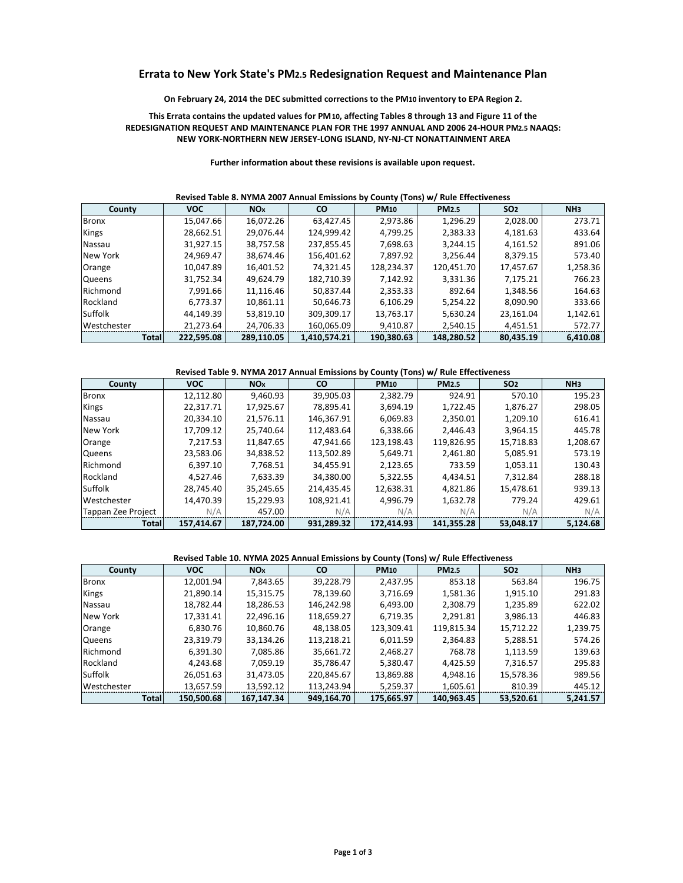# Errata to New York State's $PM_{2.5}$ Redesignation Request and Maintenance Plan

**On February 24, 2014 the DEC submitted corrections to the $PM_{10}$ inventory to EPA Region 2.**

**This Errata contains the updated values for $PM_{10}$, affecting Tables 8 through 13 and Figure 11 of the REDESIGNATION REQUEST AND MAINTENANCE PLAN FOR THE 1997 ANNUAL AND 2006 24-HOUR $PM_{2.5}$ NAAQS: NEW YORK-NORTHERN NEW JERSEY-LONG ISLAND, NY-NJ-CT NONATTAINMENT AREA**

**Further information about these revisions is available upon request.**

**Revised Table 8. NYMA 2007 Annual Emissions by County (Tons) w/ Rule Effectiveness**

| County | VOC | $NO_x$ | CO | $PM_{10}$ | $PM_{2.5}$ | $SO_2$ | $NH_3$ |
|---|---|---|---|---|---|---|---|
| Bronx | 15,047.66 | 16,072.26 | 63,427.45 | 2,973.86 | 1,296.29 | 2,028.00 | 273.71 |
| Kings | 28,662.51 | 29,076.44 | 124,999.42 | 4,799.25 | 2,383.33 | 4,181.63 | 433.64 |
| Nassau | 31,927.15 | 38,757.58 | 237,855.45 | 7,698.63 | 3,244.15 | 4,161.52 | 891.06 |
| New York | 24,969.47 | 38,674.46 | 156,401.62 | 7,897.92 | 3,256.44 | 8,379.15 | 573.40 |
| Orange | 10,047.89 | 16,401.52 | 74,321.45 | 128,234.37 | 120,451.70 | 17,457.67 | 1,258.36 |
| Queens | 31,752.34 | 49,624.79 | 182,710.39 | 7,142.92 | 3,331.36 | 7,175.21 | 766.23 |
| Richmond | 7,991.66 | 11,116.46 | 50,837.44 | 2,353.33 | 892.64 | 1,348.56 | 164.63 |
| Rockland | 6,773.37 | 10,861.11 | 50,646.73 | 6,106.29 | 5,254.22 | 8,090.90 | 333.66 |
| Suffolk | 44,149.39 | 53,819.10 | 309,309.17 | 13,763.17 | 5,630.24 | 23,161.04 | 1,142.61 |
| Westchester | 21,273.64 | 24,706.33 | 160,065.09 | 9,410.87 | 2,540.15 | 4,451.51 | 572.77 |
| **Total** | **222,595.08** | **289,110.05** | **1,410,574.21** | **190,380.63** | **148,280.52** | **80,435.19** | **6,410.08** |

**Revised Table 9. NYMA 2017 Annual Emissions by County (Tons) w/ Rule Effectiveness**

| County | VOC | $NO_x$ | CO | $PM_{10}$ | $PM_{2.5}$ | $SO_2$ | $NH_3$ |
|---|---|---|---|---|---|---|---|
| Bronx | 12,112.80 | 9,460.93 | 39,905.03 | 2,382.79 | 924.91 | 570.10 | 195.23 |
| Kings | 22,317.71 | 17,925.67 | 78,895.41 | 3,694.19 | 1,722.45 | 1,876.27 | 298.05 |
| Nassau | 20,334.10 | 21,576.11 | 146,367.91 | 6,069.83 | 2,350.01 | 1,209.10 | 616.41 |
| New York | 17,709.12 | 25,740.64 | 112,483.64 | 6,338.66 | 2,446.43 | 3,964.15 | 445.78 |
| Orange | 7,217.53 | 11,847.65 | 47,941.66 | 123,198.43 | 119,826.95 | 15,718.83 | 1,208.67 |
| Queens | 23,583.06 | 34,838.52 | 113,502.89 | 5,649.71 | 2,461.80 | 5,085.91 | 573.19 |
| Richmond | 6,397.10 | 7,768.51 | 34,455.91 | 2,123.65 | 733.59 | 1,053.11 | 130.43 |
| Rockland | 4,527.46 | 7,633.39 | 34,380.00 | 5,322.55 | 4,434.51 | 7,312.84 | 288.18 |
| Suffolk | 28,745.40 | 35,245.65 | 214,435.45 | 12,638.31 | 4,821.86 | 15,478.61 | 939.13 |
| Westchester | 14,470.39 | 15,229.93 | 108,921.41 | 4,996.79 | 1,632.78 | 779.24 | 429.61 |
| Tappan Zee Project | N/A | 457.00 | N/A | N/A | N/A | N/A | N/A |
| **Total** | **157,414.67** | **187,724.00** | **931,289.32** | **172,414.93** | **141,355.28** | **53,048.17** | **5,124.68** |

**Revised Table 10. NYMA 2025 Annual Emissions by County (Tons) w/ Rule Effectiveness**

| County | VOC | $NO_x$ | CO | $PM_{10}$ | $PM_{2.5}$ | $SO_2$ | $NH_3$ |
|---|---|---|---|---|---|---|---|
| Bronx | 12,001.94 | 7,843.65 | 39,228.79 | 2,437.95 | 853.18 | 563.84 | 196.75 |
| Kings | 21,890.14 | 15,315.75 | 78,139.60 | 3,716.69 | 1,581.36 | 1,915.10 | 291.83 |
| Nassau | 18,782.44 | 18,286.53 | 146,242.98 | 6,493.00 | 2,308.79 | 1,235.89 | 622.02 |
| New York | 17,331.41 | 22,496.16 | 118,659.27 | 6,719.35 | 2,291.81 | 3,986.13 | 446.83 |
| Orange | 6,830.76 | 10,860.76 | 48,138.05 | 123,309.41 | 119,815.34 | 15,712.22 | 1,239.75 |
| Queens | 23,319.79 | 33,134.26 | 113,218.21 | 6,011.59 | 2,364.83 | 5,288.51 | 574.26 |
| Richmond | 6,391.30 | 7,085.86 | 35,661.72 | 2,468.27 | 768.78 | 1,113.59 | 139.63 |
| Rockland | 4,243.68 | 7,059.19 | 35,786.47 | 5,380.47 | 4,425.59 | 7,316.57 | 295.83 |
| Suffolk | 26,051.63 | 31,473.05 | 220,845.67 | 13,869.88 | 4,948.16 | 15,578.36 | 989.56 |
| Westchester | 13,657.59 | 13,592.12 | 113,243.94 | 5,259.37 | 1,605.61 | 810.39 | 445.12 |
| **Total** | **150,500.68** | **167,147.34** | **949,164.70** | **175,665.97** | **140,963.45** | **53,520.61** | **5,241.57** |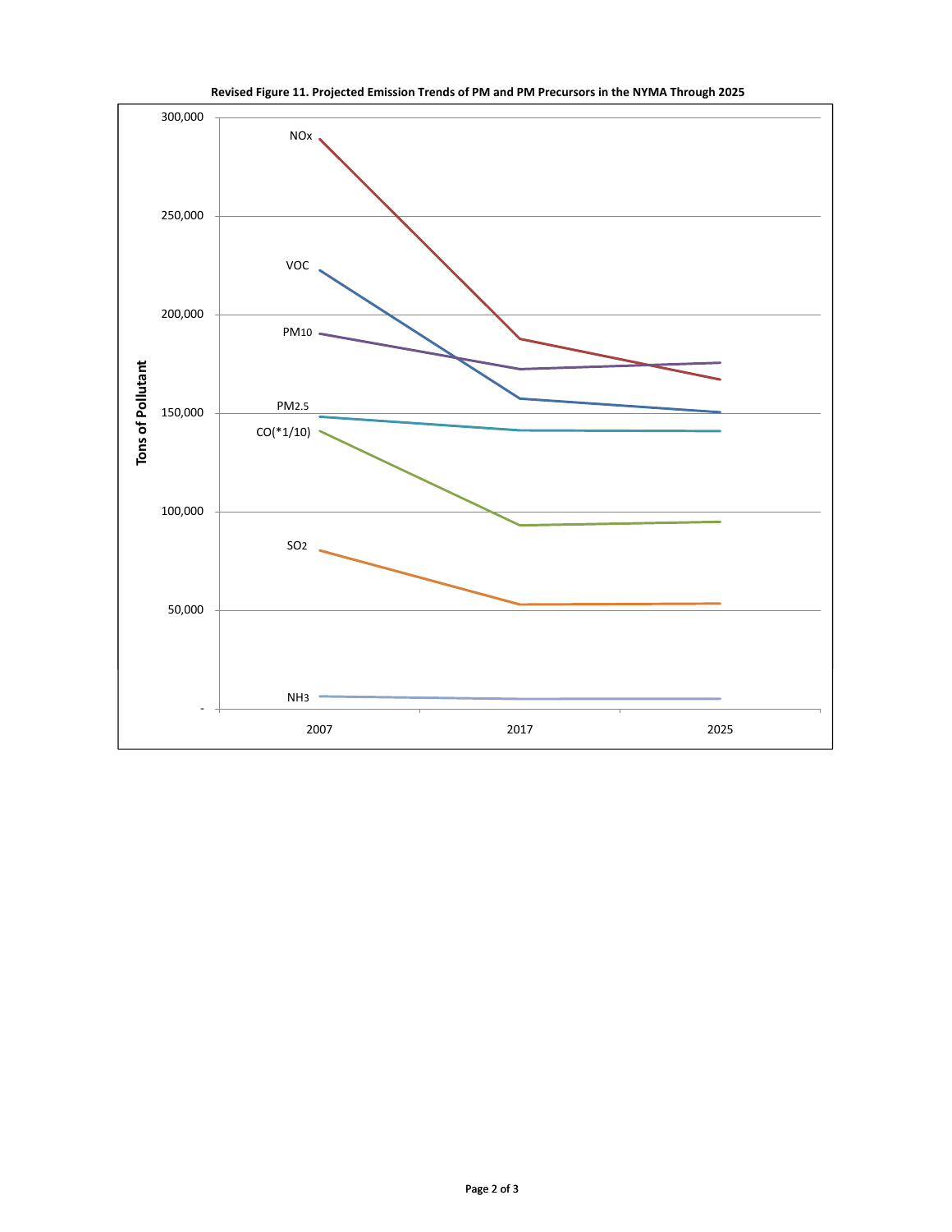**Revised Figure 11. Projected Emission Trends of PM and PM Precursors in the NYMA Through 2025**

Tons of Pollutant

300,000
250,000
200,000
150,000
100,000
50,000
-

$NO_x$

VOC

$PM_{10}$

$PM_{2.5}$

CO(*1/10)

$SO_2$

$NH_3$

2007 2017 2025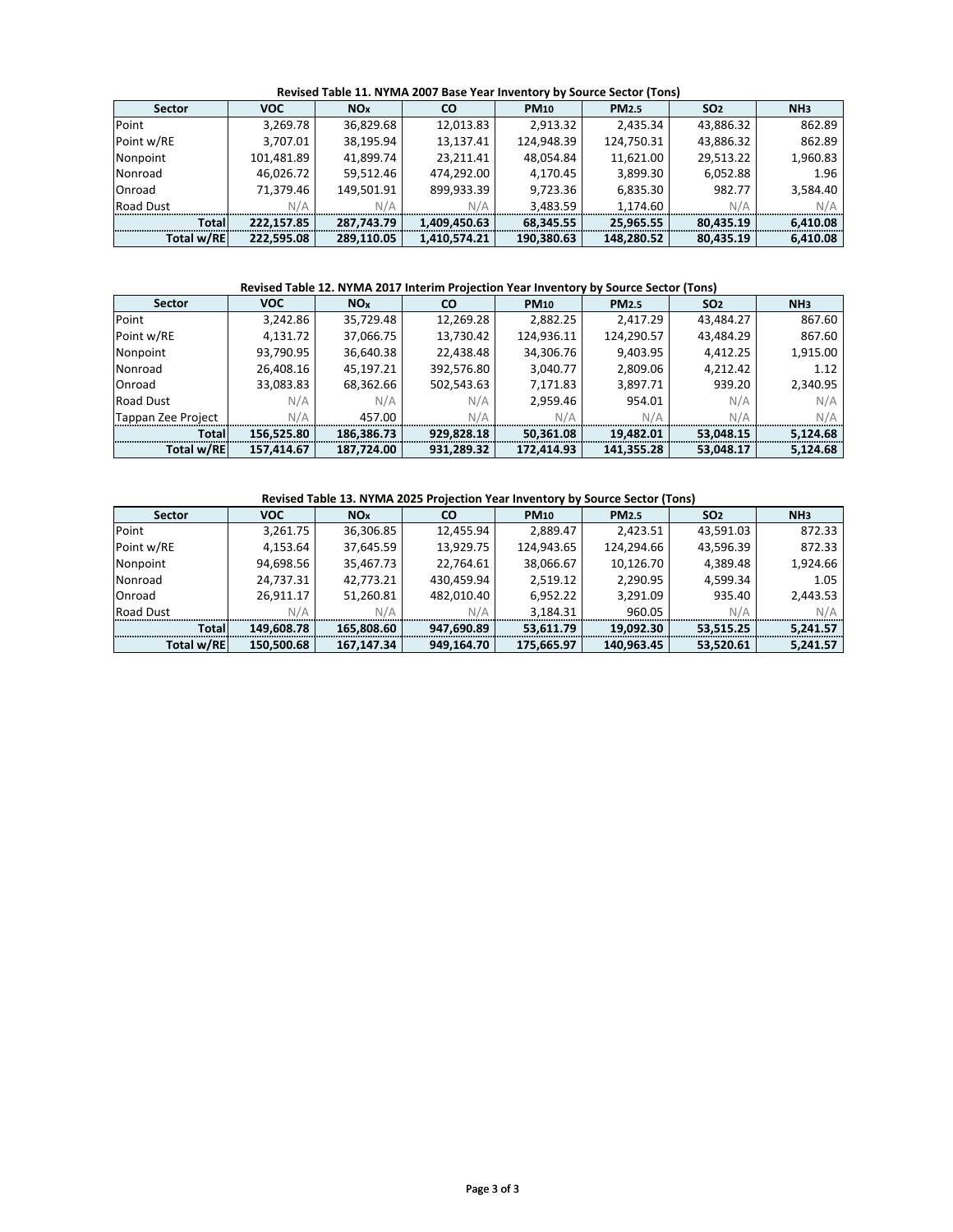**Revised Table 11. NYMA 2007 Base Year Inventory by Source Sector (Tons)**

| Sector | VOC | $NO_x$ | CO | $PM_{10}$ | $PM_{2.5}$ | $SO_2$ | $NH_3$ |
|---|---|---|---|---|---|---|---|
| Point | 3,269.78 | 36,829.68 | 12,013.83 | 2,913.32 | 2,435.34 | 43,886.32 | 862.89 |
| Point w/RE | 3,707.01 | 38,195.94 | 13,137.41 | 124,948.39 | 124,750.31 | 43,886.32 | 862.89 |
| Nonpoint | 101,481.89 | 41,899.74 | 23,211.41 | 48,054.84 | 11,621.00 | 29,513.22 | 1,960.83 |
| Nonroad | 46,026.72 | 59,512.46 | 474,292.00 | 4,170.45 | 3,899.30 | 6,052.88 | 1.96 |
| Onroad | 71,379.46 | 149,501.91 | 899,933.39 | 9,723.36 | 6,835.30 | 982.77 | 3,584.40 |
| Road Dust | N/A | N/A | N/A | 3,483.59 | 1,174.60 | N/A | N/A |
| **Total** | **222,157.85** | **287,743.79** | **1,409,450.63** | **68,345.55** | **25,965.55** | **80,435.19** | **6,410.08** |
| **Total w/RE** | **222,595.08** | **289,110.05** | **1,410,574.21** | **190,380.63** | **148,280.52** | **80,435.19** | **6,410.08** |

**Revised Table 12. NYMA 2017 Interim Projection Year Inventory by Source Sector (Tons)**

| Sector | VOC | $NO_x$ | CO | $PM_{10}$ | $PM_{2.5}$ | $SO_2$ | $NH_3$ |
|---|---|---|---|---|---|---|---|
| Point | 3,242.86 | 35,729.48 | 12,269.28 | 2,882.25 | 2,417.29 | 43,484.27 | 867.60 |
| Point w/RE | 4,131.72 | 37,066.75 | 13,730.42 | 124,936.11 | 124,290.57 | 43,484.29 | 867.60 |
| Nonpoint | 93,790.95 | 36,640.38 | 22,438.48 | 34,306.76 | 9,403.95 | 4,412.25 | 1,915.00 |
| Nonroad | 26,408.16 | 45,197.21 | 392,576.80 | 3,040.77 | 2,809.06 | 4,212.42 | 1.12 |
| Onroad | 33,083.83 | 68,362.66 | 502,543.63 | 7,171.83 | 3,897.71 | 939.20 | 2,340.95 |
| Road Dust | N/A | N/A | N/A | 2,959.46 | 954.01 | N/A | N/A |
| Tappan Zee Project | N/A | 457.00 | N/A | N/A | N/A | N/A | N/A |
| **Total** | **156,525.80** | **186,386.73** | **929,828.18** | **50,361.08** | **19,482.01** | **53,048.15** | **5,124.68** |
| **Total w/RE** | **157,414.67** | **187,724.00** | **931,289.32** | **172,414.93** | **141,355.28** | **53,048.17** | **5,124.68** |

**Revised Table 13. NYMA 2025 Projection Year Inventory by Source Sector (Tons)**

| Sector | VOC | $NO_x$ | CO | $PM_{10}$ | $PM_{2.5}$ | $SO_2$ | $NH_3$ |
|---|---|---|---|---|---|---|---|
| Point | 3,261.75 | 36,306.85 | 12,455.94 | 2,889.47 | 2,423.51 | 43,591.03 | 872.33 |
| Point w/RE | 4,153.64 | 37,645.59 | 13,929.75 | 124,943.65 | 124,294.66 | 43,596.39 | 872.33 |
| Nonpoint | 94,698.56 | 35,467.73 | 22,764.61 | 38,066.67 | 10,126.70 | 4,389.48 | 1,924.66 |
| Nonroad | 24,737.31 | 42,773.21 | 430,459.94 | 2,519.12 | 2,290.95 | 4,599.34 | 1.05 |
| Onroad | 26,911.17 | 51,260.81 | 482,010.40 | 6,952.22 | 3,291.09 | 935.40 | 2,443.53 |
| Road Dust | N/A | N/A | N/A | 3,184.31 | 960.05 | N/A | N/A |
| **Total** | **149,608.78** | **165,808.60** | **947,690.89** | **53,611.79** | **19,092.30** | **53,515.25** | **5,241.57** |
| **Total w/RE** | **150,500.68** | **167,147.34** | **949,164.70** | **175,665.97** | **140,963.45** | **53,520.61** | **5,241.57** |